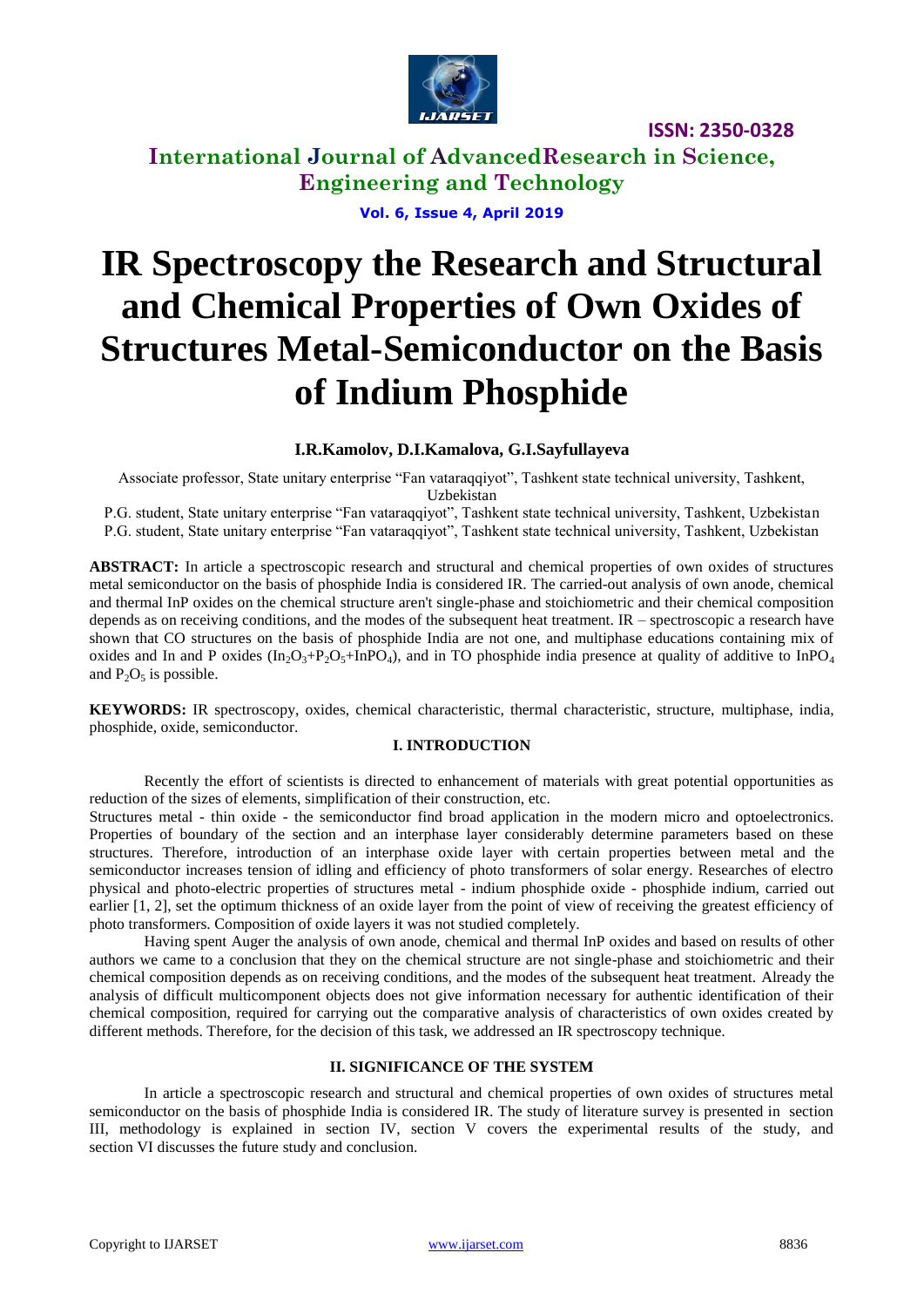# IR Spectroscopy the Research and Structural and Chemical Properties of Own Oxides of Structures Metal-Semiconductor on the Basis of Indium Phosphide

**I.R.Kamolov, D.I.Kamalova, G.I.Sayfullayeva**

Associate professor, State unitary enterprise "Fan vataraqqiyot", Tashkent state technical university, Tashkent, Uzbekistan

P.G. student, State unitary enterprise "Fan vataraqqiyot", Tashkent state technical university, Tashkent, Uzbekistan

P.G. student, State unitary enterprise "Fan vataraqqiyot", Tashkent state technical university, Tashkent, Uzbekistan

**ABSTRACT:** In article a spectroscopic research and structural and chemical properties of own oxides of structures metal semiconductor on the basis of phosphide India is considered IR. The carried-out analysis of own anode, chemical and thermal InP oxides on the chemical structure aren't single-phase and stoichiometric and their chemical composition depends as on receiving conditions, and the modes of the subsequent heat treatment. IR – spectroscopic a research have shown that CO structures on the basis of phosphide India are not one, and multiphase educations containing mix of oxides and In and P oxides ($In_2O_3$+$P_2O_5$+$InPO_4$), and in TO phosphide india presence at quality of additive to $InPO_4$ and $P_2O_5$ is possible.

**KEYWORDS:** IR spectroscopy, oxides, chemical characteristic, thermal characteristic, structure, multiphase, india, phosphide, oxide, semiconductor.

## I. INTRODUCTION

Recently the effort of scientists is directed to enhancement of materials with great potential opportunities as reduction of the sizes of elements, simplification of their construction, etc.

Structures metal - thin oxide - the semiconductor find broad application in the modern micro and optoelectronics. Properties of boundary of the section and an interphase layer considerably determine parameters based on these structures. Therefore, introduction of an interphase oxide layer with certain properties between metal and the semiconductor increases tension of idling and efficiency of photo transformers of solar energy. Researches of electro physical and photo-electric properties of structures metal - indium phosphide oxide - phosphide indium, carried out earlier [1, 2], set the optimum thickness of an oxide layer from the point of view of receiving the greatest efficiency of photo transformers. Composition of oxide layers it was not studied completely.

Having spent Auger the analysis of own anode, chemical and thermal InP oxides and based on results of other authors we came to a conclusion that they on the chemical structure are not single-phase and stoichiometric and their chemical composition depends as on receiving conditions, and the modes of the subsequent heat treatment. Already the analysis of difficult multicomponent objects does not give information necessary for authentic identification of their chemical composition, required for carrying out the comparative analysis of characteristics of own oxides created by different methods. Therefore, for the decision of this task, we addressed an IR spectroscopy technique.

## II. SIGNIFICANCE OF THE SYSTEM

In article a spectroscopic research and structural and chemical properties of own oxides of structures metal semiconductor on the basis of phosphide India is considered IR. The study of literature survey is presented in section III, methodology is explained in section IV, section V covers the experimental results of the study, and section VI discusses the future study and conclusion.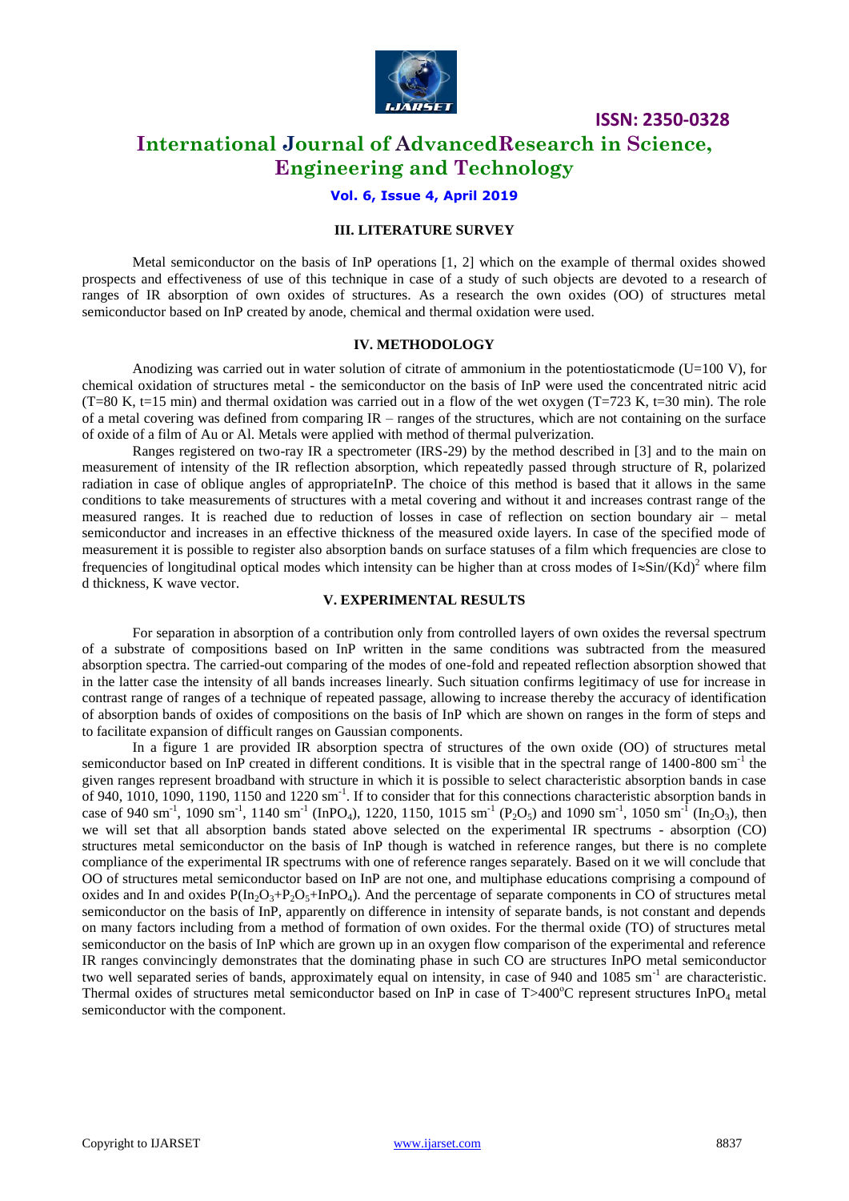### III. LITERATURE SURVEY

Metal semiconductor on the basis of InP operations [1, 2] which on the example of thermal oxides showed prospects and effectiveness of use of this technique in case of a study of such objects are devoted to a research of ranges of IR absorption of own oxides of structures. As a research the own oxides (OO) of structures metal semiconductor based on InP created by anode, chemical and thermal oxidation were used.

### IV. METHODOLOGY

Anodizing was carried out in water solution of citrate of ammonium in the potentiostaticmode (U=100 V), for chemical oxidation of structures metal - the semiconductor on the basis of InP were used the concentrated nitric acid (T=80 K, t=15 min) and thermal oxidation was carried out in a flow of the wet oxygen (T=723 K, t=30 min). The role of a metal covering was defined from comparing IR – ranges of the structures, which are not containing on the surface of oxide of a film of Au or Al. Metals were applied with method of thermal pulverization.

Ranges registered on two-ray IR a spectrometer (IRS-29) by the method described in [3] and to the main on measurement of intensity of the IR reflection absorption, which repeatedly passed through structure of R, polarized radiation in case of oblique angles of appropriateInP. The choice of this method is based that it allows in the same conditions to take measurements of structures with a metal covering and without it and increases contrast range of the measured ranges. It is reached due to reduction of losses in case of reflection on section boundary air – metal semiconductor and increases in an effective thickness of the measured oxide layers. In case of the specified mode of measurement it is possible to register also absorption bands on surface statuses of a film which frequencies are close to frequencies of longitudinal optical modes which intensity can be higher than at cross modes of $I \approx Sin/(Kd)^2$ where film d thickness, K wave vector.

### V. EXPERIMENTAL RESULTS

For separation in absorption of a contribution only from controlled layers of own oxides the reversal spectrum of a substrate of compositions based on InP written in the same conditions was subtracted from the measured absorption spectra. The carried-out comparing of the modes of one-fold and repeated reflection absorption showed that in the latter case the intensity of all bands increases linearly. Such situation confirms legitimacy of use for increase in contrast range of ranges of a technique of repeated passage, allowing to increase thereby the accuracy of identification of absorption bands of oxides of compositions on the basis of InP which are shown on ranges in the form of steps and to facilitate expansion of difficult ranges on Gaussian components.

In a figure 1 are provided IR absorption spectra of structures of the own oxide (OO) of structures metal semiconductor based on InP created in different conditions. It is visible that in the spectral range of 1400-800 $sm^{-1}$ the given ranges represent broadband with structure in which it is possible to select characteristic absorption bands in case of 940, 1010, 1090, 1190, 1150 and 1220 $sm^{-1}$. If to consider that for this connections characteristic absorption bands in case of 940 $sm^{-1}$, 1090 $sm^{-1}$, 1140 $sm^{-1}$ ($InPO_4$), 1220, 1150, 1015 $sm^{-1}$ ($P_2O_5$) and 1090 $sm^{-1}$, 1050 $sm^{-1}$ ($In_2O_3$), then we will set that all absorption bands stated above selected on the experimental IR spectrums - absorption (CO) structures metal semiconductor on the basis of InP though is watched in reference ranges, but there is no complete compliance of the experimental IR spectrums with one of reference ranges separately. Based on it we will conclude that OO of structures metal semiconductor based on InP are not one, and multiphase educations comprising a compound of oxides and In and oxides $P(In_2O_3+P_2O_5+InPO_4)$. And the percentage of separate components in CO of structures metal semiconductor on the basis of InP, apparently on difference in intensity of separate bands, is not constant and depends on many factors including from a method of formation of own oxides. For the thermal oxide (TO) of structures metal semiconductor on the basis of InP which are grown up in an oxygen flow comparison of the experimental and reference IR ranges convincingly demonstrates that the dominating phase in such CO are structures InPO metal semiconductor two well separated series of bands, approximately equal on intensity, in case of 940 and 1085 $sm^{-1}$ are characteristic. Thermal oxides of structures metal semiconductor based on InP in case of $T>400^oC$ represent structures $InPO_4$ metal semiconductor with the component.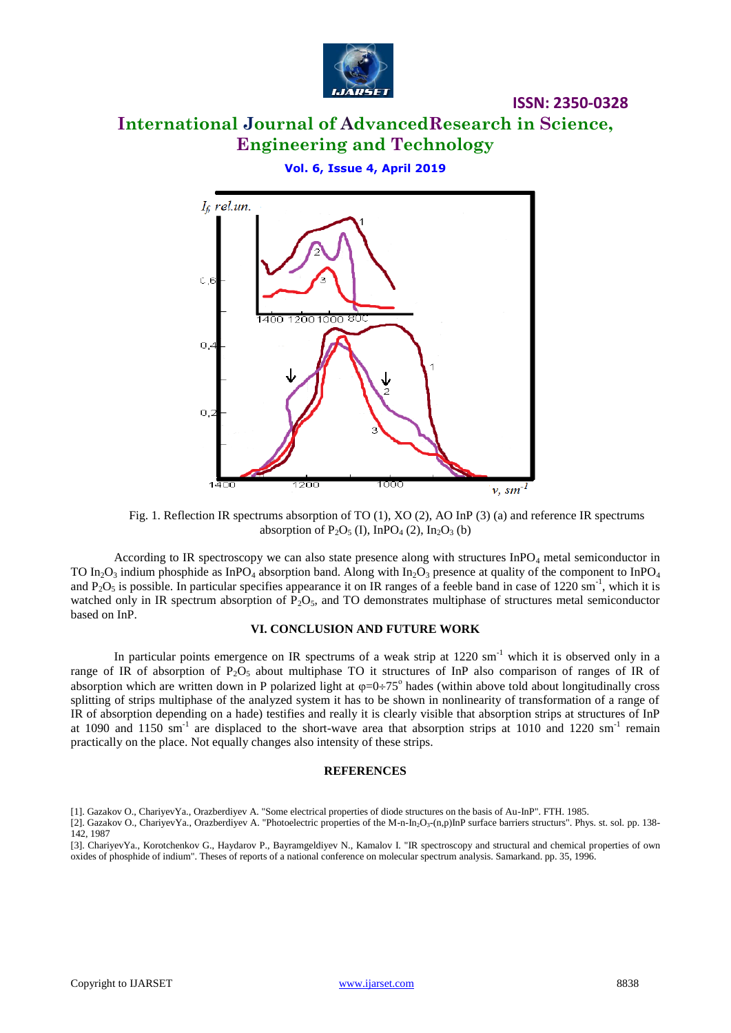$I_f$ rel.un.

0,6

0,4

0,2

1400 1200 1000 800

1400 1200 1000

ν, sm$^{-1}$

1 2 3

Fig. 1. Reflection IR spectrums absorption of TO (1), XO (2), AO InP (3) (a) and reference IR spectrums absorption of $P_2O_5$ (I), $InPO_4$ (2), $In_2O_3$ (b)

According to IR spectroscopy we can also state presence along with structures $InPO_4$ metal semiconductor in TO $In_2O_3$ indium phosphide as $InPO_4$ absorption band. Along with $In_2O_3$ presence at quality of the component to $InPO_4$ and $P_2O_5$ is possible. In particular specifies appearance it on IR ranges of a feeble band in case of 1220 sm$^{-1}$, which it is watched only in IR spectrum absorption of $P_2O_5$, and TO demonstrates multiphase of structures metal semiconductor based on InP.

## VI. CONCLUSION AND FUTURE WORK

In particular points emergence on IR spectrums of a weak strip at 1220 sm$^{-1}$ which it is observed only in a range of IR of absorption of $P_2O_5$ about multiphase TO it structures of InP also comparison of ranges of IR of absorption which are written down in P polarized light at $\varphi=0\div75^{o}$ hades (within above told about longitudinally cross splitting of strips multiphase of the analyzed system it has to be shown in nonlinearity of transformation of a range of IR of absorption depending on a hade) testifies and really it is clearly visible that absorption strips at structures of InP at 1090 and 1150 sm$^{-1}$ are displaced to the short-wave area that absorption strips at 1010 and 1220 sm$^{-1}$ remain practically on the place. Not equally changes also intensity of these strips.

## REFERENCES

[1]. Gazakov O., ChariyevYa., Orazberdiyev A. "Some electrical properties of diode structures on the basis of Au-InP". FTH. 1985.

[2]. Gazakov O., ChariyevYa., Orazberdiyev A. "Photoelectric properties of the M-n-$In_2O_3$-(n,p)InP surface barriers structurs". Phys. st. sol. pp. 138-142, 1987

[3]. ChariyevYa., Korotchenkov G., Haydarov P., Bayramgeldiyev N., Kamalov I. "IR spectroscopy and structural and chemical properties of own oxides of phosphide of indium". Theses of reports of a national conference on molecular spectrum analysis. Samarkand. pp. 35, 1996.